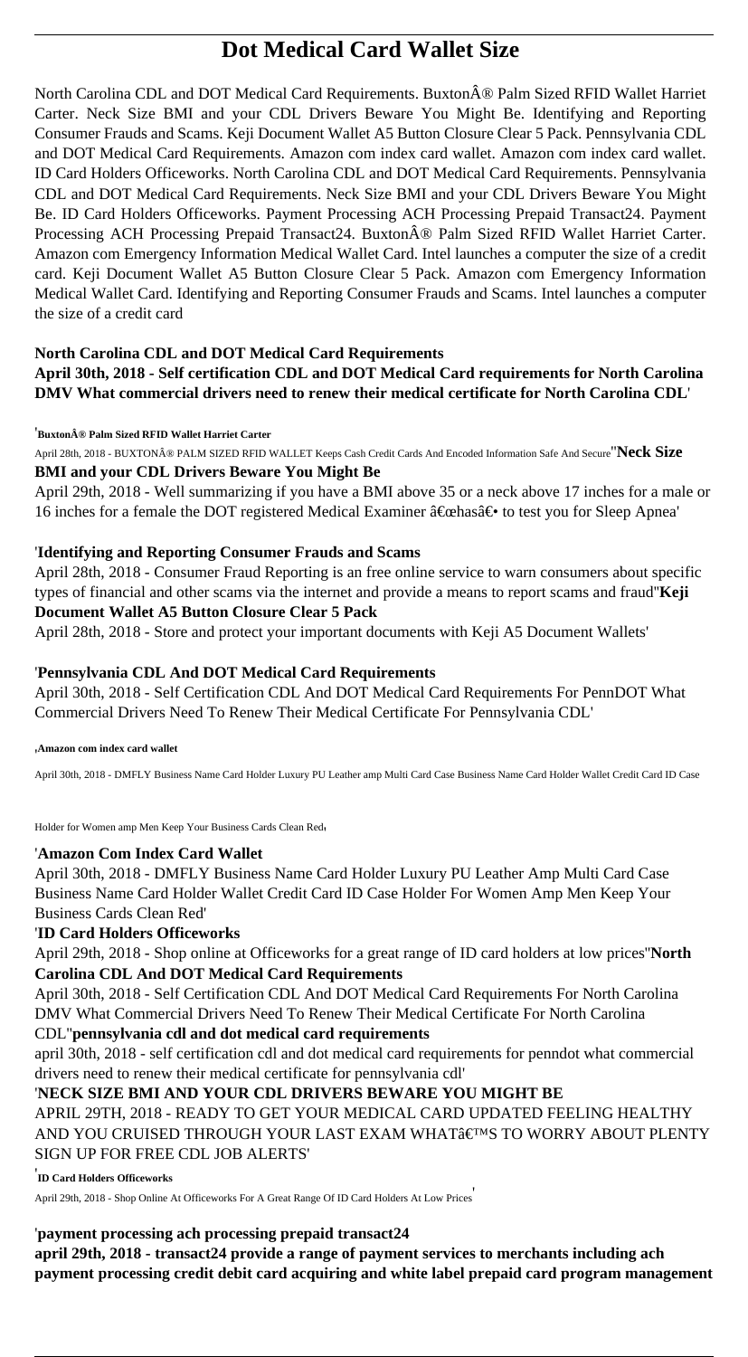# Dot Medical Card Wallet Size

North Carolina CDL and DOT Medical Card Requirements. BuxtonÂ® Palm Sized RFID Wallet Harriet Carter. Neck Size BMI and your CDL Drivers Beware You Might Be. Identifying and Reporting Consumer Frauds and Scams. Keji Document Wallet A5 Button Closure Clear 5 Pack. Pennsylvania CDL and DOT Medical Card Requirements. Amazon com index card wallet. Amazon com index card wallet. ID Card Holders Officeworks. North Carolina CDL and DOT Medical Card Requirements. Pennsylvania CDL and DOT Medical Card Requirements. Neck Size BMI and your CDL Drivers Beware You Might Be. ID Card Holders Officeworks. Payment Processing ACH Processing Prepaid Transact24. Payment Processing ACH Processing Prepaid Transact24. BuxtonÂ® Palm Sized RFID Wallet Harriet Carter. Amazon com Emergency Information Medical Wallet Card. Intel launches a computer the size of a credit card. Keji Document Wallet A5 Button Closure Clear 5 Pack. Amazon com Emergency Information Medical Wallet Card. Identifying and Reporting Consumer Frauds and Scams. Intel launches a computer the size of a credit card

**North Carolina CDL and DOT Medical Card Requirements**

**April 30th, 2018 - Self certification CDL and DOT Medical Card requirements for North Carolina DMV What commercial drivers need to renew their medical certificate for North Carolina CDL**'

'**BuxtonÂ® Palm Sized RFID Wallet Harriet Carter**

April 28th, 2018 - BUXTONÂ® PALM SIZED RFID WALLET Keeps Cash Credit Cards And Encoded Information Safe And Secure''**Neck Size BMI and your CDL Drivers Beware You Might Be**

April 29th, 2018 - Well summarizing if you have a BMI above 35 or a neck above 17 inches for a male or 16 inches for a female the DOT registered Medical Examiner â€œhasâ€• to test you for Sleep Apnea'

'**Identifying and Reporting Consumer Frauds and Scams**

April 28th, 2018 - Consumer Fraud Reporting is an free online service to warn consumers about specific types of financial and other scams via the internet and provide a means to report scams and fraud''**Keji Document Wallet A5 Button Closure Clear 5 Pack**

April 28th, 2018 - Store and protect your important documents with Keji A5 Document Wallets'

'**Pennsylvania CDL And DOT Medical Card Requirements**

April 30th, 2018 - Self Certification CDL And DOT Medical Card Requirements For PennDOT What Commercial Drivers Need To Renew Their Medical Certificate For Pennsylvania CDL'

'**Amazon com index card wallet**

April 30th, 2018 - DMFLY Business Name Card Holder Luxury PU Leather amp Multi Card Case Business Name Card Holder Wallet Credit Card ID Case Holder for Women amp Men Keep Your Business Cards Clean Red'

'**Amazon Com Index Card Wallet**

April 30th, 2018 - DMFLY Business Name Card Holder Luxury PU Leather Amp Multi Card Case Business Name Card Holder Wallet Credit Card ID Case Holder For Women Amp Men Keep Your Business Cards Clean Red'

'**ID Card Holders Officeworks**

April 29th, 2018 - Shop online at Officeworks for a great range of ID card holders at low prices''**North Carolina CDL And DOT Medical Card Requirements**

April 30th, 2018 - Self Certification CDL And DOT Medical Card Requirements For North Carolina DMV What Commercial Drivers Need To Renew Their Medical Certificate For North Carolina CDL''**pennsylvania cdl and dot medical card requirements**

april 30th, 2018 - self certification cdl and dot medical card requirements for penndot what commercial drivers need to renew their medical certificate for pennsylvania cdl'

'**NECK SIZE BMI AND YOUR CDL DRIVERS BEWARE YOU MIGHT BE**

APRIL 29TH, 2018 - READY TO GET YOUR MEDICAL CARD UPDATED FEELING HEALTHY AND YOU CRUISED THROUGH YOUR LAST EXAM WHATâ€™S TO WORRY ABOUT PLENTY SIGN UP FOR FREE CDL JOB ALERTS'

'**ID Card Holders Officeworks**

April 29th, 2018 - Shop Online At Officeworks For A Great Range Of ID Card Holders At Low Prices'

'**payment processing ach processing prepaid transact24**

**april 29th, 2018 - transact24 provide a range of payment services to merchants including ach payment processing credit debit card acquiring and white label prepaid card program management**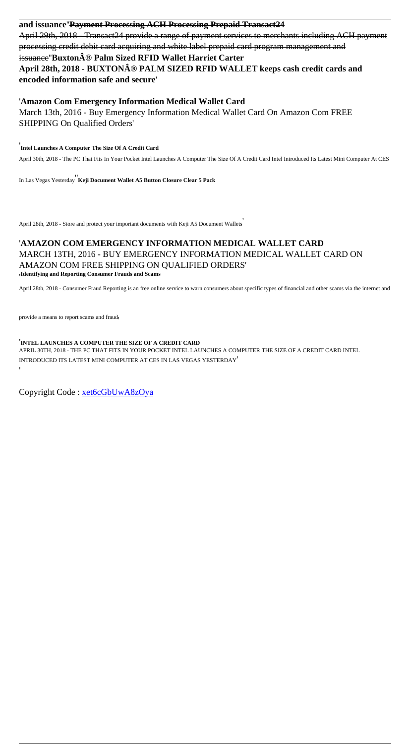**and issuance**''~~**Payment Processing ACH Processing Prepaid Transact24**~~

~~April 29th, 2018 - Transact24 provide a range of payment services to merchants including ACH payment processing credit debit card acquiring and white label prepaid card program management and issuance~~''**BuxtonÂ® Palm Sized RFID Wallet Harriet Carter**

**April 28th, 2018 - BUXTONÂ® PALM SIZED RFID WALLET keeps cash credit cards and encoded information safe and secure**'

'**Amazon Com Emergency Information Medical Wallet Card**

March 13th, 2016 - Buy Emergency Information Medical Wallet Card On Amazon Com FREE SHIPPING On Qualified Orders'

'**Intel Launches A Computer The Size Of A Credit Card**

April 30th, 2018 - The PC That Fits In Your Pocket Intel Launches A Computer The Size Of A Credit Card Intel Introduced Its Latest Mini Computer At CES In Las Vegas Yesterday''**Keji Document Wallet A5 Button Closure Clear 5 Pack**

April 28th, 2018 - Store and protect your important documents with Keji A5 Document Wallets'

'**AMAZON COM EMERGENCY INFORMATION MEDICAL WALLET CARD**

MARCH 13TH, 2016 - BUY EMERGENCY INFORMATION MEDICAL WALLET CARD ON AMAZON COM FREE SHIPPING ON QUALIFIED ORDERS'

,**Identifying and Reporting Consumer Frauds and Scams**

April 28th, 2018 - Consumer Fraud Reporting is an free online service to warn consumers about specific types of financial and other scams via the internet and provide a means to report scams and fraud,

'**INTEL LAUNCHES A COMPUTER THE SIZE OF A CREDIT CARD**

APRIL 30TH, 2018 - THE PC THAT FITS IN YOUR POCKET INTEL LAUNCHES A COMPUTER THE SIZE OF A CREDIT CARD INTEL INTRODUCED ITS LATEST MINI COMPUTER AT CES IN LAS VEGAS YESTERDAY'

'

Copyright Code : xet6cGbUwA8zOya